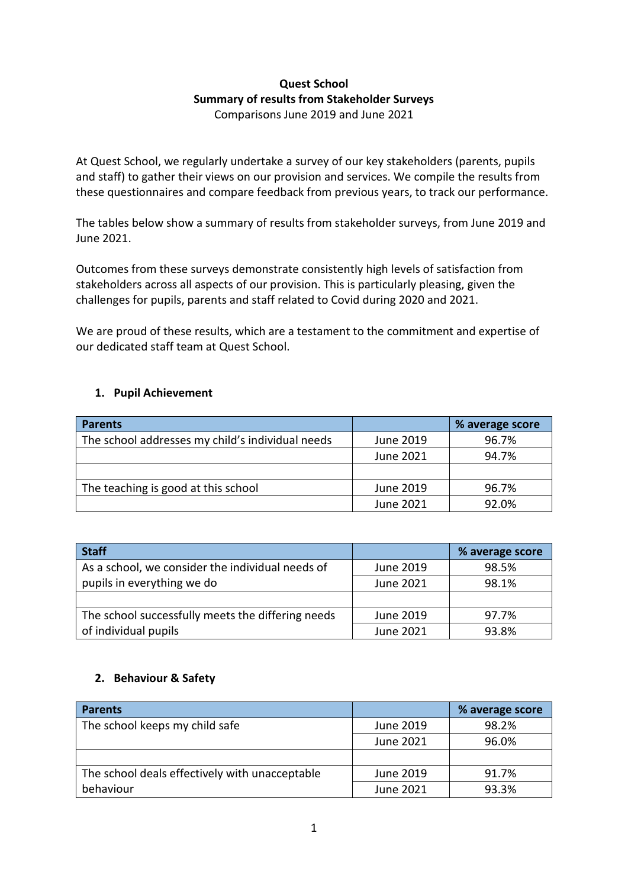**Quest School**
**Summary of results from Stakeholder Surveys**
Comparisons June 2019 and June 2021

At Quest School, we regularly undertake a survey of our key stakeholders (parents, pupils and staff) to gather their views on our provision and services. We compile the results from these questionnaires and compare feedback from previous years, to track our performance.

The tables below show a summary of results from stakeholder surveys, from June 2019 and June 2021.

Outcomes from these surveys demonstrate consistently high levels of satisfaction from stakeholders across all aspects of our provision. This is particularly pleasing, given the challenges for pupils, parents and staff related to Covid during 2020 and 2021.

We are proud of these results, which are a testament to the commitment and expertise of our dedicated staff team at Quest School.

## 1. Pupil Achievement

| Parents | | % average score |
|---|---|---|
| The school addresses my child's individual needs | June 2019 | 96.7% |
| | June 2021 | 94.7% |
| | | |
| The teaching is good at this school | June 2019 | 96.7% |
| | June 2021 | 92.0% |

| Staff | | % average score |
|---|---|---|
| As a school, we consider the individual needs of pupils in everything we do | June 2019 | 98.5% |
| | June 2021 | 98.1% |
| | | |
| The school successfully meets the differing needs of individual pupils | June 2019 | 97.7% |
| | June 2021 | 93.8% |

## 2. Behaviour & Safety

| Parents | | % average score |
|---|---|---|
| The school keeps my child safe | June 2019 | 98.2% |
| | June 2021 | 96.0% |
| | | |
| The school deals effectively with unacceptable behaviour | June 2019 | 91.7% |
| | June 2021 | 93.3% |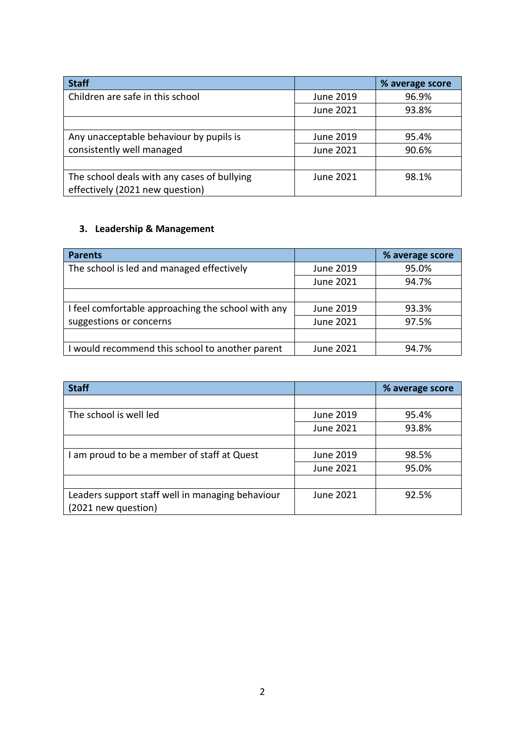| Staff | | % average score |
|---|---|---|
| Children are safe in this school | June 2019 | 96.9% |
| | June 2021 | 93.8% |
| | | |
| Any unacceptable behaviour by pupils is consistently well managed | June 2019 | 95.4% |
| | June 2021 | 90.6% |
| | | |
| The school deals with any cases of bullying effectively (2021 new question) | June 2021 | 98.1% |

### 3. Leadership & Management

| Parents | | % average score |
|---|---|---|
| The school is led and managed effectively | June 2019 | 95.0% |
| | June 2021 | 94.7% |
| | | |
| I feel comfortable approaching the school with any suggestions or concerns | June 2019 | 93.3% |
| | June 2021 | 97.5% |
| | | |
| I would recommend this school to another parent | June 2021 | 94.7% |

| Staff | | % average score |
|---|---|---|
| | | |
| The school is well led | June 2019 | 95.4% |
| | June 2021 | 93.8% |
| | | |
| I am proud to be a member of staff at Quest | June 2019 | 98.5% |
| | June 2021 | 95.0% |
| | | |
| Leaders support staff well in managing behaviour (2021 new question) | June 2021 | 92.5% |